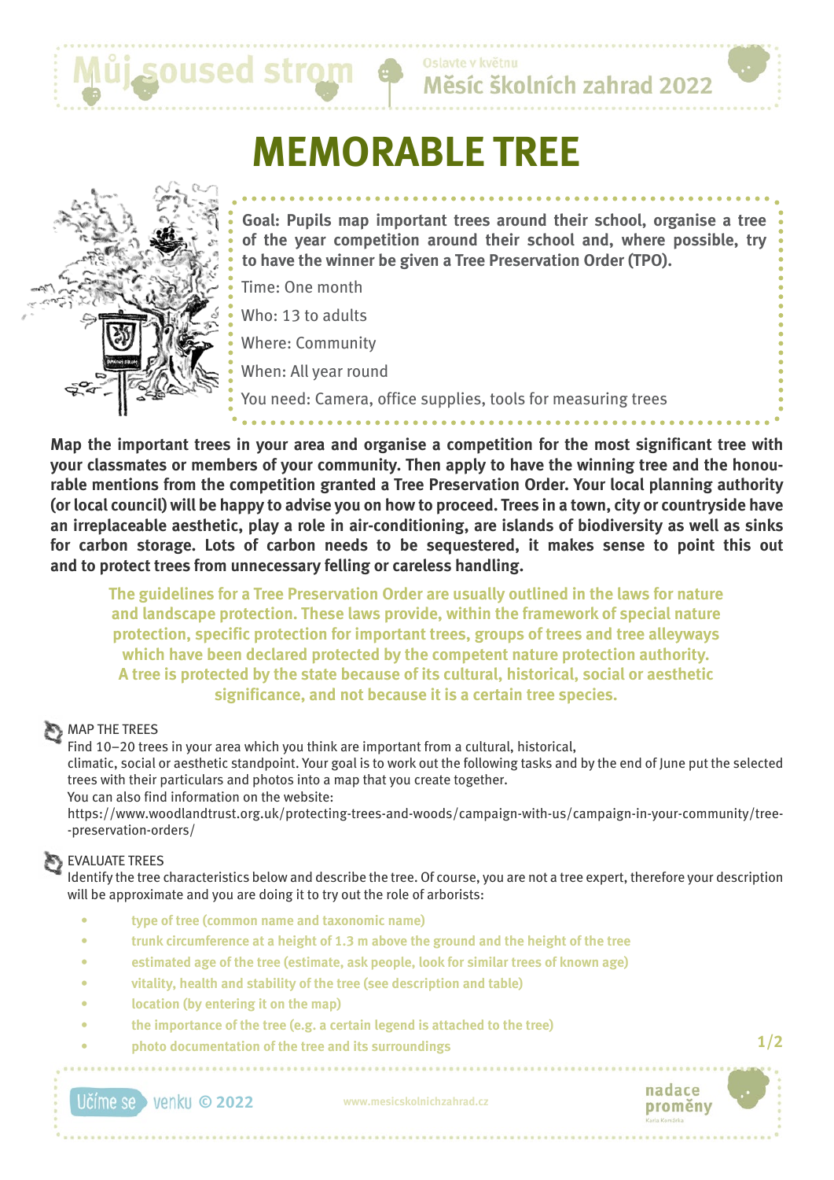# MEMORABLE TREE

**Goal: Pupils map important trees around their school, organise a tree of the year competition around their school and, where possible, try to have the winner be given a Tree Preservation Order (TPO).**

Time: One month

Who: 13 to adults

Where: Community

When: All year round

You need: Camera, office supplies, tools for measuring trees

**Map the important trees in your area and organise a competition for the most significant tree with your classmates or members of your community. Then apply to have the winning tree and the honourable mentions from the competition granted a Tree Preservation Order. Your local planning authority (or local council) will be happy to advise you on how to proceed. Trees in a town, city or countryside have an irreplaceable aesthetic, play a role in air-conditioning, are islands of biodiversity as well as sinks for carbon storage. Lots of carbon needs to be sequestered, it makes sense to point this out and to protect trees from unnecessary felling or careless handling.**

**The guidelines for a Tree Preservation Order are usually outlined in the laws for nature and landscape protection. These laws provide, within the framework of special nature protection, specific protection for important trees, groups of trees and tree alleyways which have been declared protected by the competent nature protection authority. A tree is protected by the state because of its cultural, historical, social or aesthetic significance, and not because it is a certain tree species.**

## MAP THE TREES

Find 10–20 trees in your area which you think are important from a cultural, historical, climatic, social or aesthetic standpoint. Your goal is to work out the following tasks and by the end of June put the selected trees with their particulars and photos into a map that you create together.

You can also find information on the website:

https://www.woodlandtrust.org.uk/protecting-trees-and-woods/campaign-with-us/campaign-in-your-community/tree-preservation-orders/

## EVALUATE TREES

Identify the tree characteristics below and describe the tree. Of course, you are not a tree expert, therefore your description will be approximate and you are doing it to try out the role of arborists:

- **type of tree (common name and taxonomic name)**
- **trunk circumference at a height of 1.3 m above the ground and the height of the tree**
- **estimated age of the tree (estimate, ask people, look for similar trees of known age)**
- **vitality, health and stability of the tree (see description and table)**
- **location (by entering it on the map)**
- **the importance of the tree (e.g. a certain legend is attached to the tree)**
- **photo documentation of the tree and its surroundings**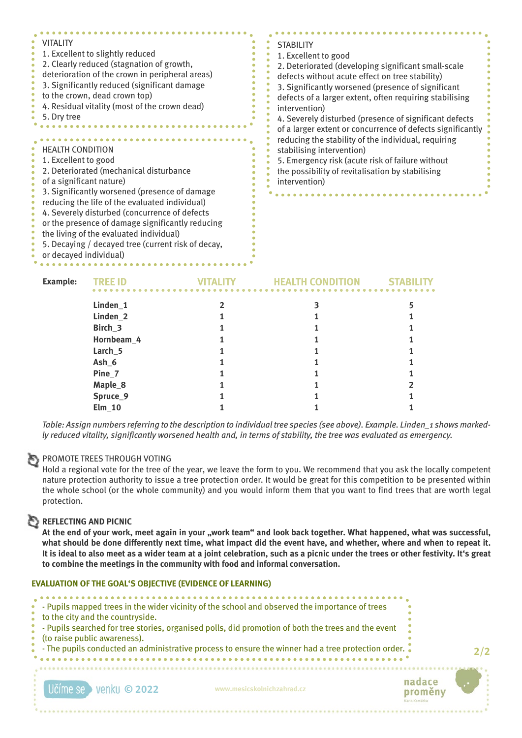VITALITY
1. Excellent to slightly reduced
2. Clearly reduced (stagnation of growth, deterioration of the crown in peripheral areas)
3. Significantly reduced (significant damage to the crown, dead crown top)
4. Residual vitality (most of the crown dead)
5. Dry tree

HEALTH CONDITION
1. Excellent to good
2. Deteriorated (mechanical disturbance of a significant nature)
3. Significantly worsened (presence of damage reducing the life of the evaluated individual)
4. Severely disturbed (concurrence of defects or the presence of damage significantly reducing the living of the evaluated individual)
5. Decaying / decayed tree (current risk of decay, or decayed individual)

STABILITY
1. Excellent to good
2. Deteriorated (developing significant small-scale defects without acute effect on tree stability)
3. Significantly worsened (presence of significant defects of a larger extent, often requiring stabilising intervention)
4. Severely disturbed (presence of significant defects of a larger extent or concurrence of defects significantly reducing the stability of the individual, requiring stabilising intervention)
5. Emergency risk (acute risk of failure without the possibility of revitalisation by stabilising intervention)

**Example:**

| TREE ID | VITALITY | HEALTH CONDITION | STABILITY |
|---|---|---|---|
| Linden_1 | 2 | 3 | 5 |
| Linden_2 | 1 | 1 | 1 |
| Birch_3 | 1 | 1 | 1 |
| Hornbeam_4 | 1 | 1 | 1 |
| Larch_5 | 1 | 1 | 1 |
| Ash_6 | 1 | 1 | 1 |
| Pine_7 | 1 | 1 | 1 |
| Maple_8 | 1 | 1 | 2 |
| Spruce_9 | 1 | 1 | 1 |
| Elm_10 | 1 | 1 | 1 |

*Table: Assign numbers referring to the description to individual tree species (see above). Example. Linden_1 shows markedly reduced vitality, significantly worsened health and, in terms of stability, the tree was evaluated as emergency.*

### PROMOTE TREES THROUGH VOTING

Hold a regional vote for the tree of the year, we leave the form to you. We recommend that you ask the locally competent nature protection authority to issue a tree protection order. It would be great for this competition to be presented within the whole school (or the whole community) and you would inform them that you want to find trees that are worth legal protection.

### REFLECTING AND PICNIC

**At the end of your work, meet again in your „work team" and look back together. What happened, what was successful, what should be done differently next time, what impact did the event have, and whether, where and when to repeat it. It is ideal to also meet as a wider team at a joint celebration, such as a picnic under the trees or other festivity. It's great to combine the meetings in the community with food and informal conversation.**

### EVALUATION OF THE GOAL'S OBJECTIVE (EVIDENCE OF LEARNING)

- Pupils mapped trees in the wider vicinity of the school and observed the importance of trees to the city and the countryside.
- Pupils searched for tree stories, organised polls, did promotion of both the trees and the event (to raise public awareness).
- The pupils conducted an administrative process to ensure the winner had a tree protection order.